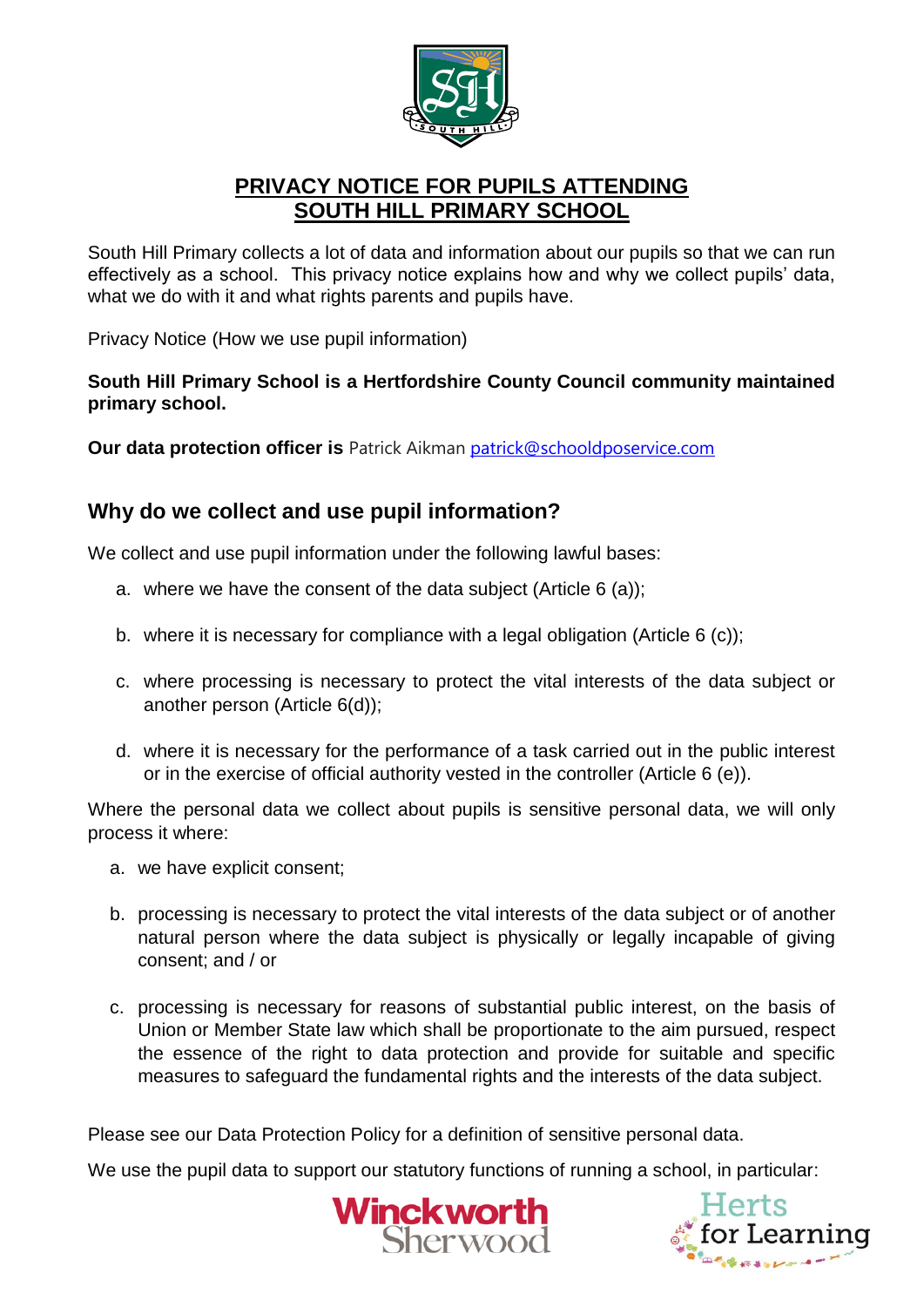# PRIVACY NOTICE FOR PUPILS ATTENDING SOUTH HILL PRIMARY SCHOOL

South Hill Primary collects a lot of data and information about our pupils so that we can run effectively as a school. This privacy notice explains how and why we collect pupils' data, what we do with it and what rights parents and pupils have.

Privacy Notice (How we use pupil information)

**South Hill Primary School is a Hertfordshire County Council community maintained primary school.**

**Our data protection officer is** Patrick Aikman patrick@schooldposervice.com

## Why do we collect and use pupil information?

We collect and use pupil information under the following lawful bases:

a. where we have the consent of the data subject (Article 6 (a));

b. where it is necessary for compliance with a legal obligation (Article 6 (c));

c. where processing is necessary to protect the vital interests of the data subject or another person (Article 6(d));

d. where it is necessary for the performance of a task carried out in the public interest or in the exercise of official authority vested in the controller (Article 6 (e)).

Where the personal data we collect about pupils is sensitive personal data, we will only process it where:

a. we have explicit consent;

b. processing is necessary to protect the vital interests of the data subject or of another natural person where the data subject is physically or legally incapable of giving consent; and / or

c. processing is necessary for reasons of substantial public interest, on the basis of Union or Member State law which shall be proportionate to the aim pursued, respect the essence of the right to data protection and provide for suitable and specific measures to safeguard the fundamental rights and the interests of the data subject.

Please see our Data Protection Policy for a definition of sensitive personal data.

We use the pupil data to support our statutory functions of running a school, in particular: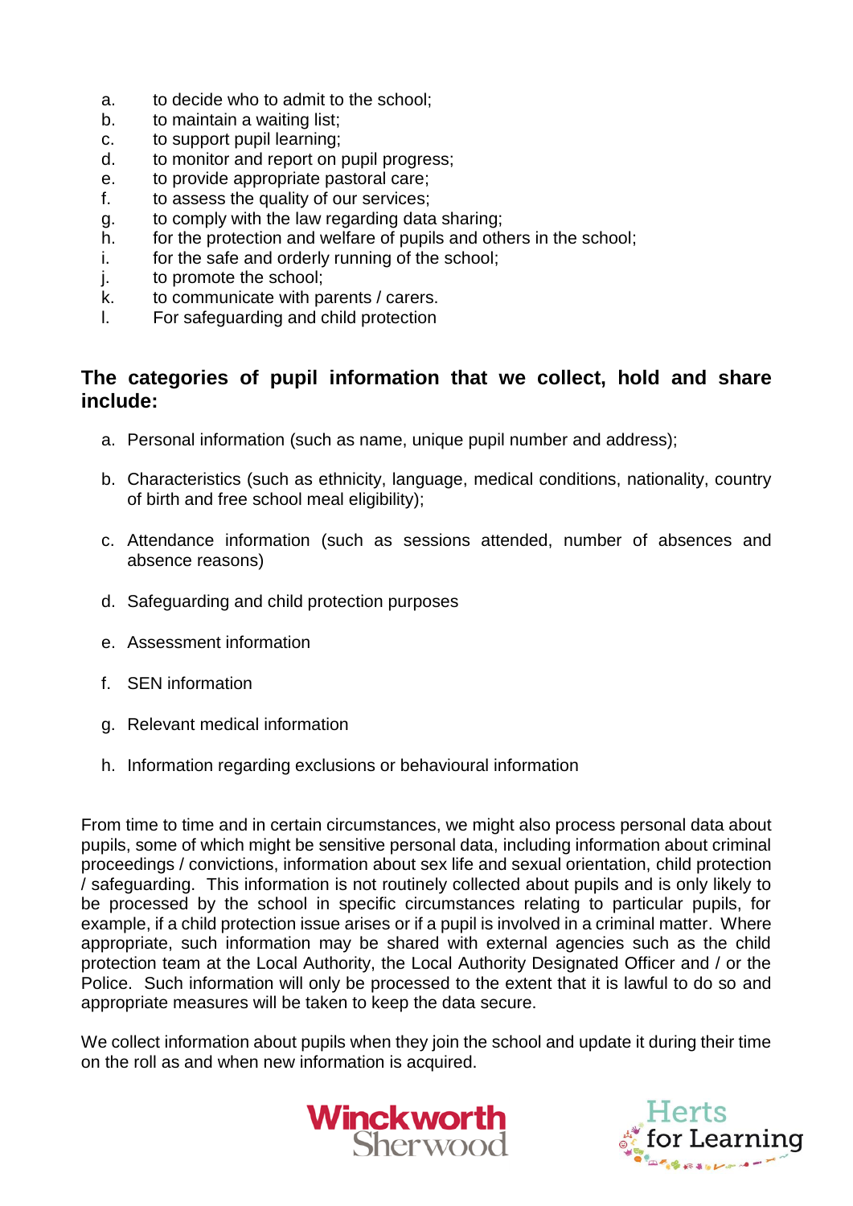a. to decide who to admit to the school;
b. to maintain a waiting list;
c. to support pupil learning;
d. to monitor and report on pupil progress;
e. to provide appropriate pastoral care;
f. to assess the quality of our services;
g. to comply with the law regarding data sharing;
h. for the protection and welfare of pupils and others in the school;
i. for the safe and orderly running of the school;
j. to promote the school;
k. to communicate with parents / carers.
l. For safeguarding and child protection

## The categories of pupil information that we collect, hold and share include:

a. Personal information (such as name, unique pupil number and address);

b. Characteristics (such as ethnicity, language, medical conditions, nationality, country of birth and free school meal eligibility);

c. Attendance information (such as sessions attended, number of absences and absence reasons)

d. Safeguarding and child protection purposes

e. Assessment information

f. SEN information

g. Relevant medical information

h. Information regarding exclusions or behavioural information

From time to time and in certain circumstances, we might also process personal data about pupils, some of which might be sensitive personal data, including information about criminal proceedings / convictions, information about sex life and sexual orientation, child protection / safeguarding. This information is not routinely collected about pupils and is only likely to be processed by the school in specific circumstances relating to particular pupils, for example, if a child protection issue arises or if a pupil is involved in a criminal matter. Where appropriate, such information may be shared with external agencies such as the child protection team at the Local Authority, the Local Authority Designated Officer and / or the Police. Such information will only be processed to the extent that it is lawful to do so and appropriate measures will be taken to keep the data secure.

We collect information about pupils when they join the school and update it during their time on the roll as and when new information is acquired.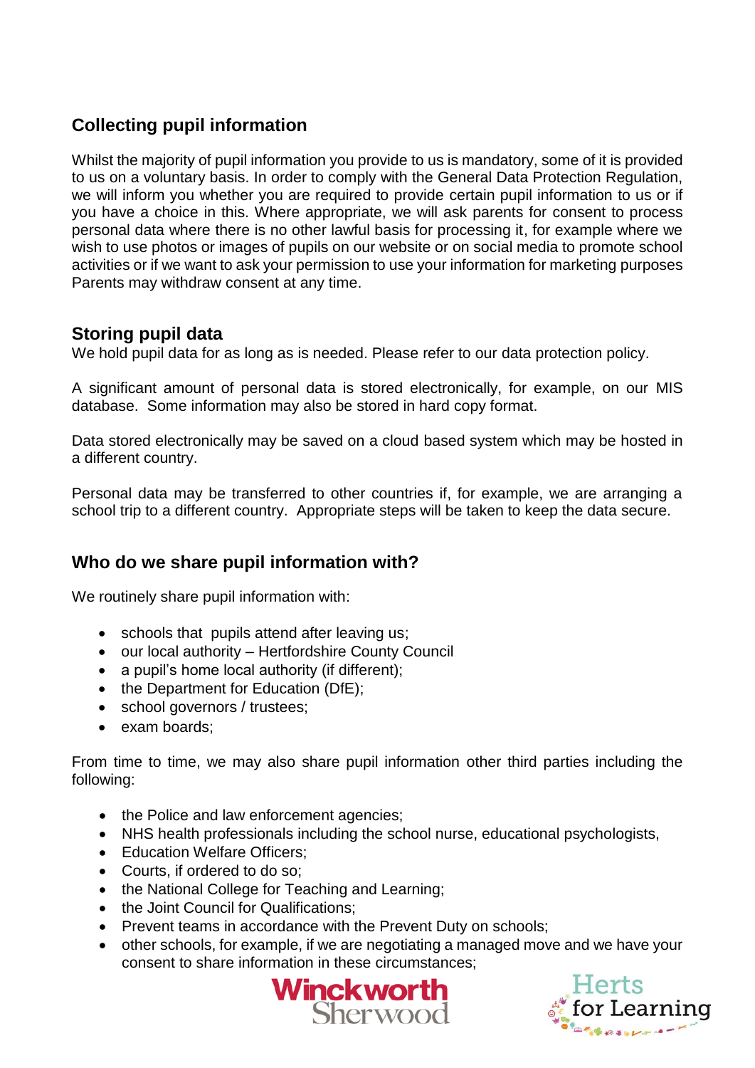## Collecting pupil information

Whilst the majority of pupil information you provide to us is mandatory, some of it is provided to us on a voluntary basis. In order to comply with the General Data Protection Regulation, we will inform you whether you are required to provide certain pupil information to us or if you have a choice in this. Where appropriate, we will ask parents for consent to process personal data where there is no other lawful basis for processing it, for example where we wish to use photos or images of pupils on our website or on social media to promote school activities or if we want to ask your permission to use your information for marketing purposes Parents may withdraw consent at any time.

## Storing pupil data

We hold pupil data for as long as is needed. Please refer to our data protection policy.

A significant amount of personal data is stored electronically, for example, on our MIS database. Some information may also be stored in hard copy format.

Data stored electronically may be saved on a cloud based system which may be hosted in a different country.

Personal data may be transferred to other countries if, for example, we are arranging a school trip to a different country. Appropriate steps will be taken to keep the data secure.

## Who do we share pupil information with?

We routinely share pupil information with:

- schools that pupils attend after leaving us;
- our local authority – Hertfordshire County Council
- a pupil's home local authority (if different);
- the Department for Education (DfE);
- school governors / trustees;
- exam boards;

From time to time, we may also share pupil information other third parties including the following:

- the Police and law enforcement agencies;
- NHS health professionals including the school nurse, educational psychologists,
- Education Welfare Officers;
- Courts, if ordered to do so;
- the National College for Teaching and Learning;
- the Joint Council for Qualifications;
- Prevent teams in accordance with the Prevent Duty on schools;
- other schools, for example, if we are negotiating a managed move and we have your consent to share information in these circumstances;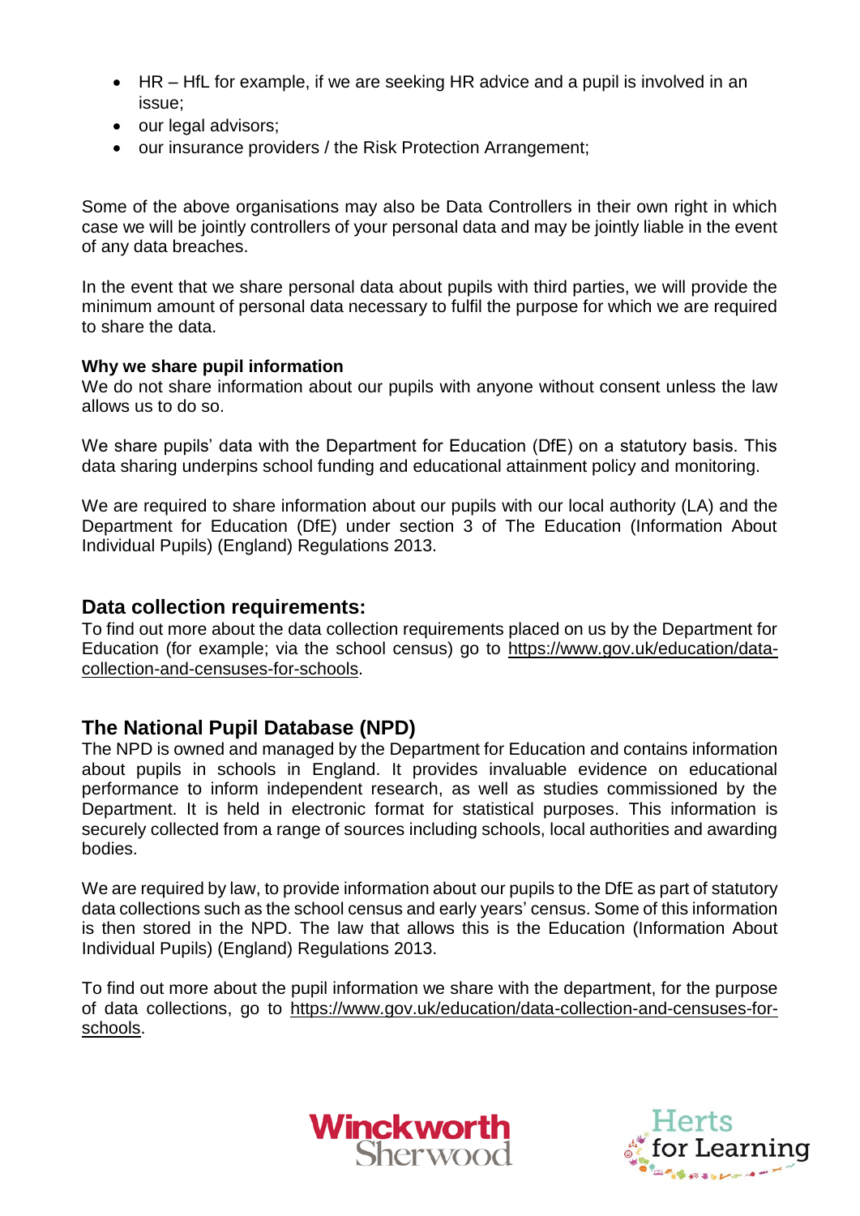- HR – HfL for example, if we are seeking HR advice and a pupil is involved in an issue;
- our legal advisors;
- our insurance providers / the Risk Protection Arrangement;

Some of the above organisations may also be Data Controllers in their own right in which case we will be jointly controllers of your personal data and may be jointly liable in the event of any data breaches.

In the event that we share personal data about pupils with third parties, we will provide the minimum amount of personal data necessary to fulfil the purpose for which we are required to share the data.

**Why we share pupil information**

We do not share information about our pupils with anyone without consent unless the law allows us to do so.

We share pupils' data with the Department for Education (DfE) on a statutory basis. This data sharing underpins school funding and educational attainment policy and monitoring.

We are required to share information about our pupils with our local authority (LA) and the Department for Education (DfE) under section 3 of The Education (Information About Individual Pupils) (England) Regulations 2013.

## Data collection requirements:

To find out more about the data collection requirements placed on us by the Department for Education (for example; via the school census) go to https://www.gov.uk/education/data-collection-and-censuses-for-schools.

## The National Pupil Database (NPD)

The NPD is owned and managed by the Department for Education and contains information about pupils in schools in England. It provides invaluable evidence on educational performance to inform independent research, as well as studies commissioned by the Department. It is held in electronic format for statistical purposes. This information is securely collected from a range of sources including schools, local authorities and awarding bodies.

We are required by law, to provide information about our pupils to the DfE as part of statutory data collections such as the school census and early years' census. Some of this information is then stored in the NPD. The law that allows this is the Education (Information About Individual Pupils) (England) Regulations 2013.

To find out more about the pupil information we share with the department, for the purpose of data collections, go to https://www.gov.uk/education/data-collection-and-censuses-for-schools.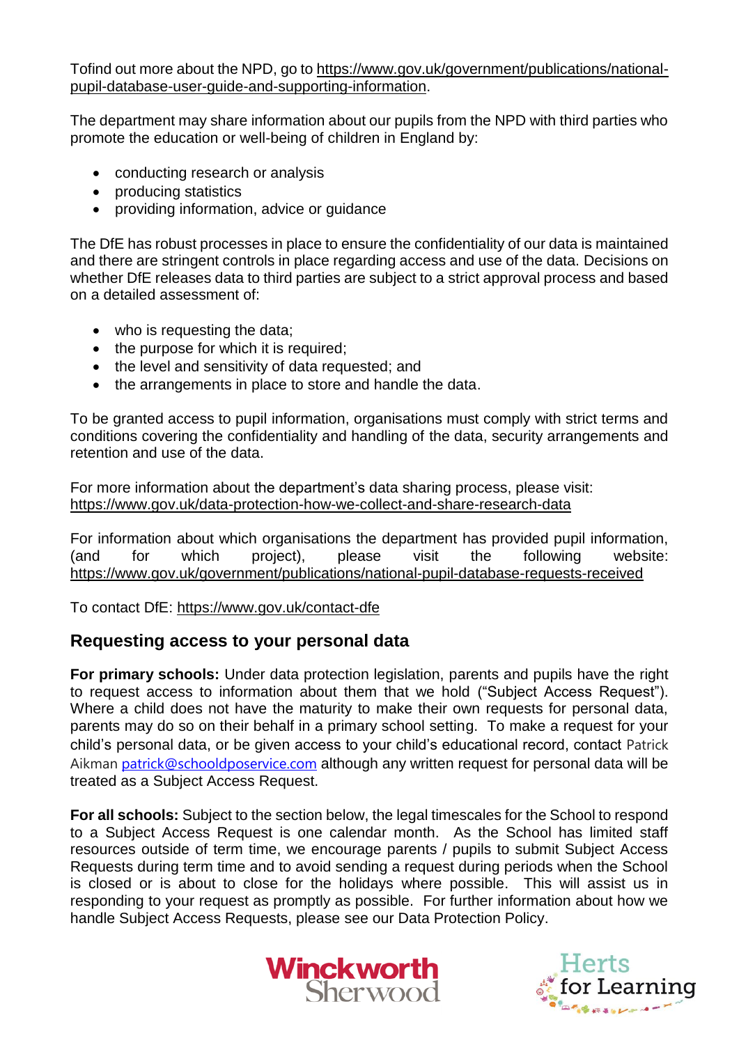Tofind out more about the NPD, go to https://www.gov.uk/government/publications/national-pupil-database-user-guide-and-supporting-information.

The department may share information about our pupils from the NPD with third parties who promote the education or well-being of children in England by:

- conducting research or analysis
- producing statistics
- providing information, advice or guidance

The DfE has robust processes in place to ensure the confidentiality of our data is maintained and there are stringent controls in place regarding access and use of the data. Decisions on whether DfE releases data to third parties are subject to a strict approval process and based on a detailed assessment of:

- who is requesting the data;
- the purpose for which it is required;
- the level and sensitivity of data requested; and
- the arrangements in place to store and handle the data.

To be granted access to pupil information, organisations must comply with strict terms and conditions covering the confidentiality and handling of the data, security arrangements and retention and use of the data.

For more information about the department's data sharing process, please visit: https://www.gov.uk/data-protection-how-we-collect-and-share-research-data

For information about which organisations the department has provided pupil information, (and for which project), please visit the following website: https://www.gov.uk/government/publications/national-pupil-database-requests-received

To contact DfE: https://www.gov.uk/contact-dfe

## Requesting access to your personal data

**For primary schools:** Under data protection legislation, parents and pupils have the right to request access to information about them that we hold ("Subject Access Request"). Where a child does not have the maturity to make their own requests for personal data, parents may do so on their behalf in a primary school setting. To make a request for your child's personal data, or be given access to your child's educational record, contact Patrick Aikman patrick@schooldposervice.com although any written request for personal data will be treated as a Subject Access Request.

**For all schools:** Subject to the section below, the legal timescales for the School to respond to a Subject Access Request is one calendar month. As the School has limited staff resources outside of term time, we encourage parents / pupils to submit Subject Access Requests during term time and to avoid sending a request during periods when the School is closed or is about to close for the holidays where possible. This will assist us in responding to your request as promptly as possible. For further information about how we handle Subject Access Requests, please see our Data Protection Policy.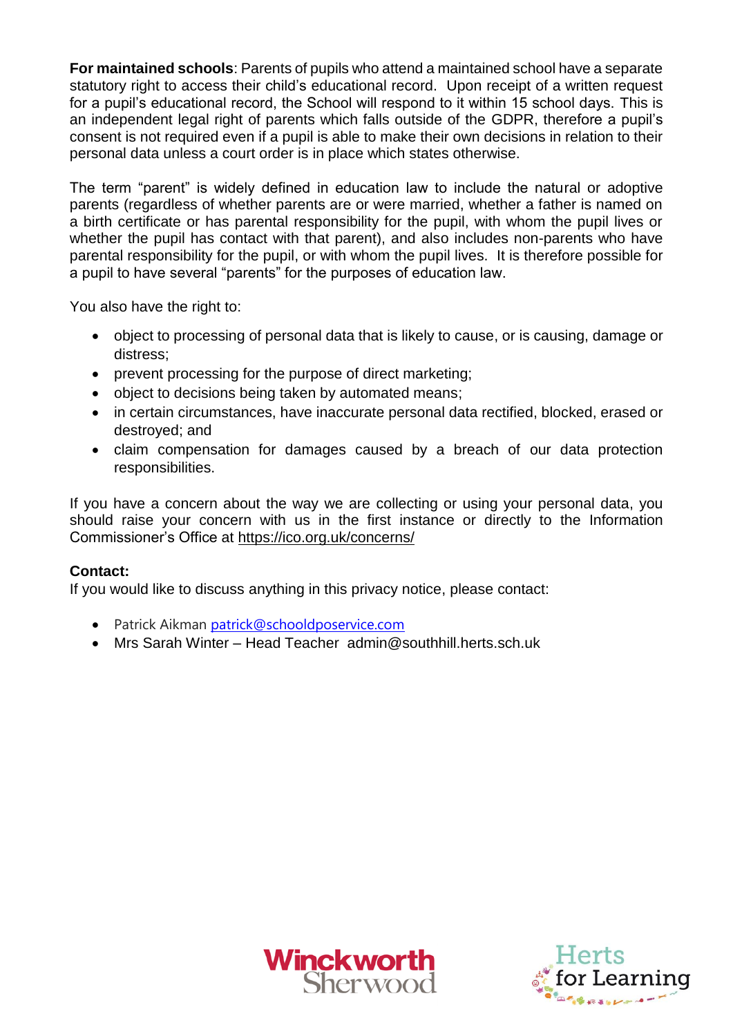**For maintained schools**: Parents of pupils who attend a maintained school have a separate statutory right to access their child's educational record. Upon receipt of a written request for a pupil's educational record, the School will respond to it within 15 school days. This is an independent legal right of parents which falls outside of the GDPR, therefore a pupil's consent is not required even if a pupil is able to make their own decisions in relation to their personal data unless a court order is in place which states otherwise.

The term "parent" is widely defined in education law to include the natural or adoptive parents (regardless of whether parents are or were married, whether a father is named on a birth certificate or has parental responsibility for the pupil, with whom the pupil lives or whether the pupil has contact with that parent), and also includes non-parents who have parental responsibility for the pupil, or with whom the pupil lives. It is therefore possible for a pupil to have several "parents" for the purposes of education law.

You also have the right to:

- object to processing of personal data that is likely to cause, or is causing, damage or distress;
- prevent processing for the purpose of direct marketing;
- object to decisions being taken by automated means;
- in certain circumstances, have inaccurate personal data rectified, blocked, erased or destroyed; and
- claim compensation for damages caused by a breach of our data protection responsibilities.

If you have a concern about the way we are collecting or using your personal data, you should raise your concern with us in the first instance or directly to the Information Commissioner's Office at https://ico.org.uk/concerns/

**Contact:**

If you would like to discuss anything in this privacy notice, please contact:

- Patrick Aikman patrick@schooldposervice.com
- Mrs Sarah Winter – Head Teacher admin@southhill.herts.sch.uk

Winckworth Sherwood

Herts for Learning